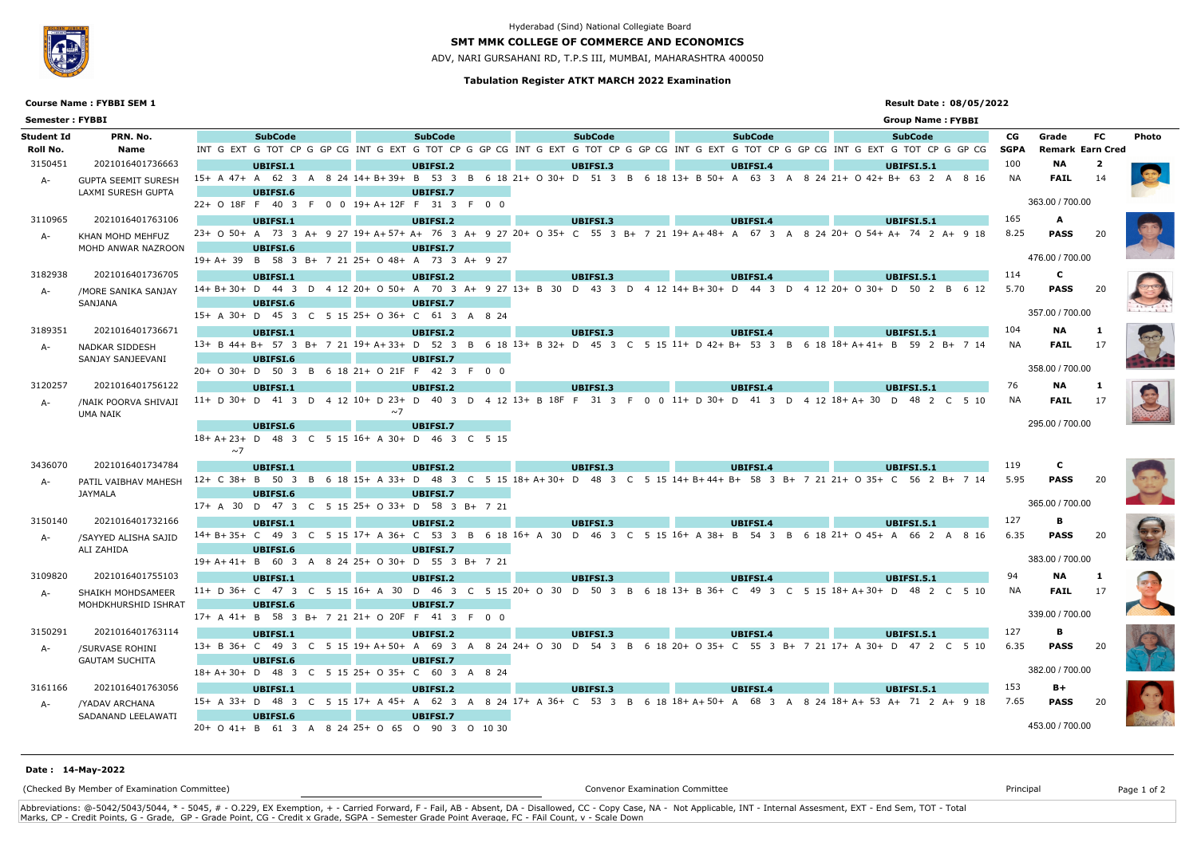Hyderabad (Sind) National Collegiate Board

# SMT MMK COLLEGE OF COMMERCE AND ECONOMICS

ADV, NARI GURSAHANI RD, T.P.S III, MUMBAI, MAHARASHTRA 400050

### Tabulation Register ATKT MARCH 2022 Examination

**Course Name : FYBBI SEM 1** | **Result Date : 08/05/2022**

**Semester : FYBBI** | **Group Name : FYBBI**

| Student Id / Roll No. | PRN. No. / Name | SubCode (INT G EXT G TOT CP G GP CG) | SubCode (INT G EXT G TOT CP G GP CG) | SubCode (INT G EXT G TOT CP G GP CG) | SubCode (INT G EXT G TOT CP G GP CG) | SubCode (INT G EXT G TOT CP G GP CG) | CG / SGPA | Grade / Remark | FC / Earn Cred | Photo |
|---|---|---|---|---|---|---|---|---|---|---|
| 3150451 A- | 2021016401736663 GUPTA SEEMIT SURESH LAXMI SURESH GUPTA | UBIFSI.1: 15+ A 47+ A 62 3 A 8 24 | UBIFSI.2: 14+ B+ 39+ B 53 3 B 6 18 | UBIFSI.3: 21+ O 30+ D 51 3 B 6 18 | UBIFSI.4: 13+ B 50+ A 63 3 A 8 24 | UBIFSI.5.1: 21+ O 42+ B+ 63 2 A 8 16 | 100 / NA | NA / FAIL | 2 / 14 | |
| | | UBIFSI.6: 22+ O 18F F 40 3 F 0 0 | UBIFSI.7: 19+ A+ 12F F 31 3 F 0 0 | | | | | 363.00 / 700.00 | | |
| 3110965 A- | 2021016401763106 KHAN MOHD MEHFUZ MOHD ANWAR NAZROON | UBIFSI.1: 23+ O 50+ A 73 3 A+ 9 27 | UBIFSI.2: 19+ A+ 57+ A+ 76 3 A+ 9 27 | UBIFSI.3: 20+ O 35+ C 55 3 B+ 7 21 | UBIFSI.4: 19+ A+ 48+ A 67 3 A 8 24 | UBIFSI.5.1: 20+ O 54+ A+ 74 2 A+ 9 18 | 165 / 8.25 | A / PASS | 20 | |
| | | UBIFSI.6: 19+ A+ 39 B 58 3 B+ 7 21 | UBIFSI.7: 25+ O 48+ A 73 3 A+ 9 27 | | | | | 476.00 / 700.00 | | |
| 3182938 A- | 2021016401736705 /MORE SANIKA SANJAY SANJANA | UBIFSI.1: 14+ B+ 30+ D 44 3 D 4 12 | UBIFSI.2: 20+ O 50+ A 70 3 A+ 9 27 | UBIFSI.3: 13+ B 30 D 43 3 D 4 12 | UBIFSI.4: 14+ B+ 30+ D 44 3 D 4 12 | UBIFSI.5.1: 20+ O 30+ D 50 2 B 6 12 | 114 / 5.70 | C / PASS | 20 | |
| | | UBIFSI.6: 15+ A 30+ D 45 3 C 5 15 | UBIFSI.7: 25+ O 36+ C 61 3 A 8 24 | | | | | 357.00 / 700.00 | | |
| 3189351 A- | 2021016401736671 NADKAR SIDDESH SANJAY SANJEEVANI | UBIFSI.1: 13+ B 44+ B+ 57 3 B+ 7 21 | UBIFSI.2: 19+ A+ 33+ D 52 3 B 6 18 | UBIFSI.3: 13+ B 32+ D 45 3 C 5 15 | UBIFSI.4: 11+ D 42+ B+ 53 3 B 6 18 | UBIFSI.5.1: 18+ A+ 41+ B 59 2 B+ 7 14 | 104 / NA | NA / FAIL | 1 / 17 | |
| | | UBIFSI.6: 20+ O 30+ D 50 3 B 6 18 | UBIFSI.7: 21+ O 21F F 42 3 F 0 0 | | | | | 358.00 / 700.00 | | |
| 3120257 A- | 2021016401756122 /NAIK POORVA SHIVAJI UMA NAIK | UBIFSI.1: 11+ D 30+ D 41 3 D 4 12 | UBIFSI.2: 10+ D 23+ ~7 D 40 3 D 4 12 | UBIFSI.3: 13+ B 18F F 31 3 F 0 0 | UBIFSI.4: 11+ D 30+ D 41 3 D 4 12 | UBIFSI.5.1: 18+ A+ 30 D 48 2 C 5 10 | 76 / NA | NA / FAIL | 1 / 17 | |
| | | UBIFSI.6: 18+ A+ 23+ ~7 D 48 3 C 5 15 | UBIFSI.7: 16+ A 30+ D 46 3 C 5 15 | | | | | 295.00 / 700.00 | | |
| 3436070 A- | 2021016401734784 PATIL VAIBHAV MAHESH JAYMALA | UBIFSI.1: 12+ C 38+ B 50 3 B 6 18 | UBIFSI.2: 15+ A 33+ D 48 3 C 5 15 | UBIFSI.3: 18+ A+ 30+ D 48 3 C 5 15 | UBIFSI.4: 14+ B+ 44+ B+ 58 3 B+ 7 21 | UBIFSI.5.1: 21+ O 35+ C 56 2 B+ 7 14 | 119 / 5.95 | C / PASS | 20 | |
| | | UBIFSI.6: 17+ A 30 D 47 3 C 5 15 | UBIFSI.7: 25+ O 33+ D 58 3 B+ 7 21 | | | | | 365.00 / 700.00 | | |
| 3150140 A- | 2021016401732166 /SAYYED ALISHA SAJID ALI ZAHIDA | UBIFSI.1: 14+ B+ 35+ C 49 3 C 5 15 | UBIFSI.2: 17+ A 36+ C 53 3 B 6 18 | UBIFSI.3: 16+ A 30 D 46 3 C 5 15 | UBIFSI.4: 16+ A 38+ B 54 3 B 6 18 | UBIFSI.5.1: 21+ O 45+ A 66 2 A 8 16 | 127 / 6.35 | B / PASS | 20 | |
| | | UBIFSI.6: 19+ A+ 41+ B 60 3 A 8 24 | UBIFSI.7: 25+ O 30+ D 55 3 B+ 7 21 | | | | | 383.00 / 700.00 | | |
| 3109820 A- | 2021016401755103 SHAIKH MOHDSAMEER MOHDKHURSHID ISHRAT | UBIFSI.1: 11+ D 36+ C 47 3 C 5 15 | UBIFSI.2: 16+ A 30 D 46 3 C 5 15 | UBIFSI.3: 20+ O 30 D 50 3 B 6 18 | UBIFSI.4: 13+ B 36+ C 49 3 C 5 15 | UBIFSI.5.1: 18+ A+ 30+ D 48 2 C 5 10 | 94 / NA | NA / FAIL | 1 / 17 | |
| | | UBIFSI.6: 17+ A 41+ B 58 3 B+ 7 21 | UBIFSI.7: 21+ O 20F F 41 3 F 0 0 | | | | | 339.00 / 700.00 | | |
| 3150291 A- | 2021016401763114 /SURVASE ROHINI GAUTAM SUCHITA | UBIFSI.1: 13+ B 36+ C 49 3 C 5 15 | UBIFSI.2: 19+ A+ 50+ A 69 3 A 8 24 | UBIFSI.3: 24+ O 30 D 54 3 B 6 18 | UBIFSI.4: 20+ O 35+ C 55 3 B+ 7 21 | UBIFSI.5.1: 17+ A 30+ D 47 2 C 5 10 | 127 / 6.35 | B / PASS | 20 | |
| | | UBIFSI.6: 18+ A+ 30+ D 48 3 C 5 15 | UBIFSI.7: 25+ O 35+ C 60 3 A 8 24 | | | | | 382.00 / 700.00 | | |
| 3161166 A- | 2021016401763056 /YADAV ARCHANA SADANAND LEELAWATI | UBIFSI.1: 15+ A 33+ D 48 3 C 5 15 | UBIFSI.2: 17+ A 45+ A 62 3 A 8 24 | UBIFSI.3: 17+ A 36+ C 53 3 B 6 18 | UBIFSI.4: 18+ A+ 50+ A 68 3 A 8 24 | UBIFSI.5.1: 18+ A+ 53 A+ 71 2 A+ 9 18 | 153 / 7.65 | B+ / PASS | 20 | |
| | | UBIFSI.6: 20+ O 41+ B 61 3 A 8 24 | UBIFSI.7: 25+ O 65 O 90 3 O 10 30 | | | | | 453.00 / 700.00 | | |

**Date : 14-May-2022**

(Checked By Member of Examination Committee) | Convenor Examination Committee | Principal

Abbreviations: @-5042/5043/5044, * - 5045, # - O.229, EX Exemption, + - Carried Forward, F - Fail, AB - Absent, DA - Disallowed, CC - Copy Case, NA - Not Applicable, INT - Internal Assesment, EXT - End Sem, TOT - Total Marks, CP - Credit Points, G - Grade, GP - Grade Point, CG - Credit x Grade, SGPA - Semester Grade Point Average, FC - FAil Count, v - Scale Down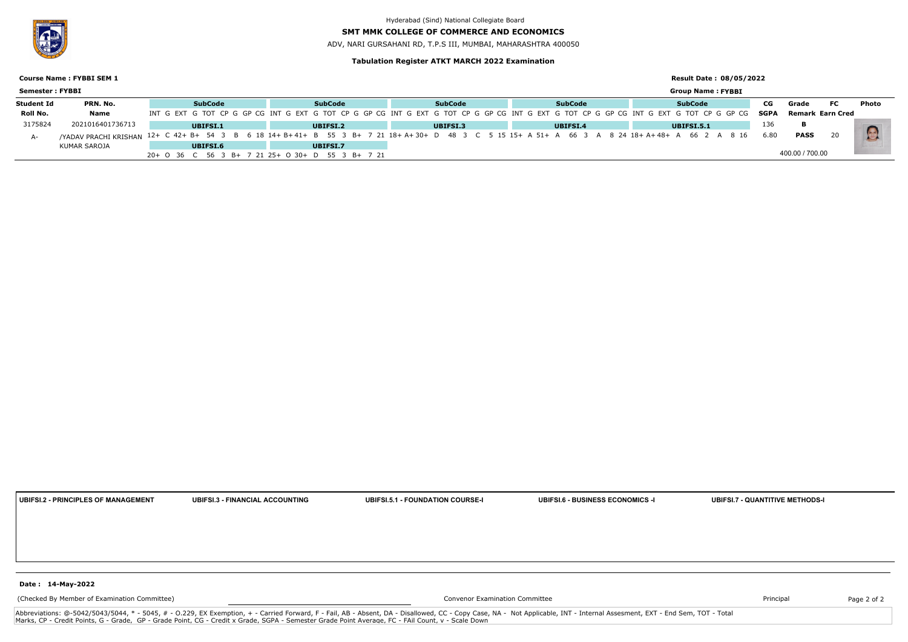Hyderabad (Sind) National Collegiate Board

# SMT MMK COLLEGE OF COMMERCE AND ECONOMICS

ADV, NARI GURSAHANI RD, T.P.S III, MUMBAI, MAHARASHTRA 400050

**Tabulation Register ATKT MARCH 2022 Examination**

**Course Name : FYBBI SEM 1** | **Result Date : 08/05/2022**

**Semester : FYBBI** | **Group Name : FYBBI**

| Student Id / Roll No. | PRN. No. / Name | SubCode (INT G EXT G TOT CP G GP CG) | SubCode (INT G EXT G TOT CP G GP CG) | SubCode (INT G EXT G TOT CP G GP CG) | SubCode (INT G EXT G TOT CP G GP CG) | SubCode (INT G EXT G TOT CP G GP CG) | CG / SGPA | Grade / Remark | FC / Earn Cred | Photo |
|---|---|---|---|---|---|---|---|---|---|---|
| 3175824 | 2021016401736713 | UBIFSI.1 | UBIFSI.2 | UBIFSI.3 | UBIFSI.4 | UBIFSI.5.1 | 136 | B | | |
| A- | /YADAV PRACHI KRISHAN KUMAR SAROJA | 12+ C 42+ B+ 54 3 B 6 18 | 14+ B+ 41+ B 55 3 B+ 7 21 | 18+ A+ 30+ D 48 3 C 5 15 | 15+ A 51+ A 66 3 A 8 24 | 18+ A+ 48+ A 66 2 A 8 16 | 6.80 | PASS | 20 | |
| | | UBIFSI.6 | UBIFSI.7 | | | | | | | |
| | | 20+ O 36 C 56 3 B+ 7 21 | 25+ O 30+ D 55 3 B+ 7 21 | | | | | 400.00 / 700.00 | | |

UBIFSI.2 - PRINCIPLES OF MANAGEMENT    UBIFSI.3 - FINANCIAL ACCOUNTING    UBIFSI.5.1 - FOUNDATION COURSE-I    UBIFSI.6 - BUSINESS ECONOMICS -I    UBIFSI.7 - QUANTITIVE METHODS-I

**Date : 14-May-2022**

(Checked By Member of Examination Committee)    Convenor Examination Committee    Principal

Abbreviations: @-5042/5043/5044, * - 5045, # - O.229, EX Exemption, + - Carried Forward, F - Fail, AB - Absent, DA - Disallowed, CC - Copy Case, NA - Not Applicable, INT - Internal Assesment, EXT - End Sem, TOT - Total Marks, CP - Credit Points, G - Grade, GP - Grade Point, CG - Credit x Grade, SGPA - Semester Grade Point Average, FC - FAil Count, v - Scale Down